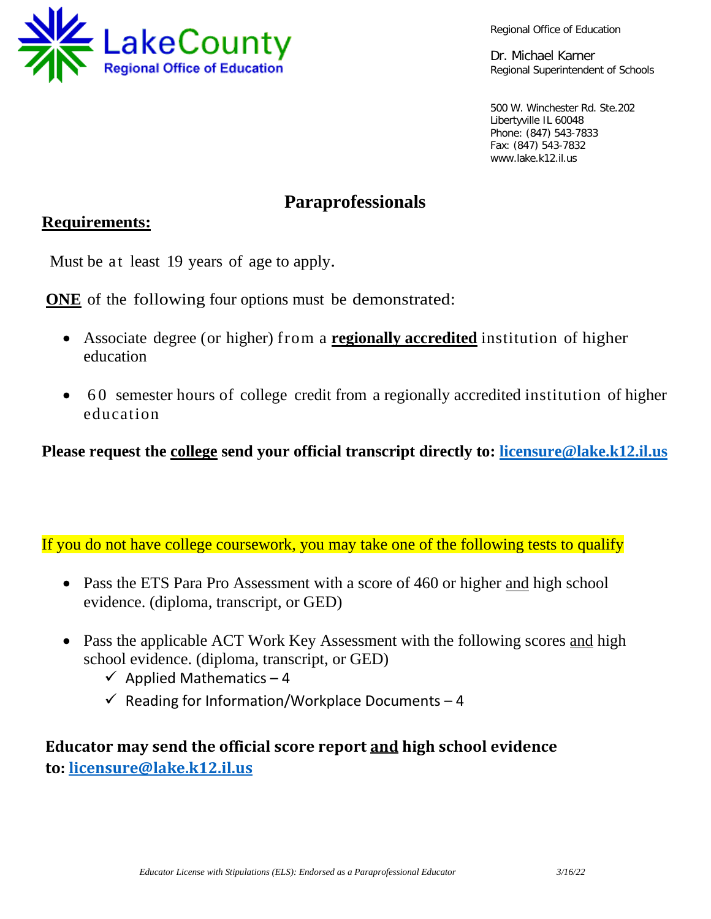Regional Office of Education

Dr. Michael Karner
Regional Superintendent of Schools

500 W. Winchester Rd. Ste.202
Libertyville IL 60048
Phone: (847) 543-7833
Fax: (847) 543-7832
www.lake.k12.il.us

# Paraprofessionals

## Requirements:

Must be at least 19 years of age to apply.

**ONE** of the following four options must be demonstrated:

- Associate degree (or higher) from a **regionally accredited** institution of higher education
- 60 semester hours of college credit from a regionally accredited institution of higher education

**Please request the college send your official transcript directly to: licensure@lake.k12.il.us**

If you do not have college coursework, you may take one of the following tests to qualify

- Pass the ETS Para Pro Assessment with a score of 460 or higher and high school evidence. (diploma, transcript, or GED)
- Pass the applicable ACT Work Key Assessment with the following scores and high school evidence. (diploma, transcript, or GED)
  - ✓ Applied Mathematics – 4
  - ✓ Reading for Information/Workplace Documents – 4

**Educator may send the official score report and high school evidence to: licensure@lake.k12.il.us**

*Educator License with Stipulations (ELS): Endorsed as a Paraprofessional Educator* *3/16/22*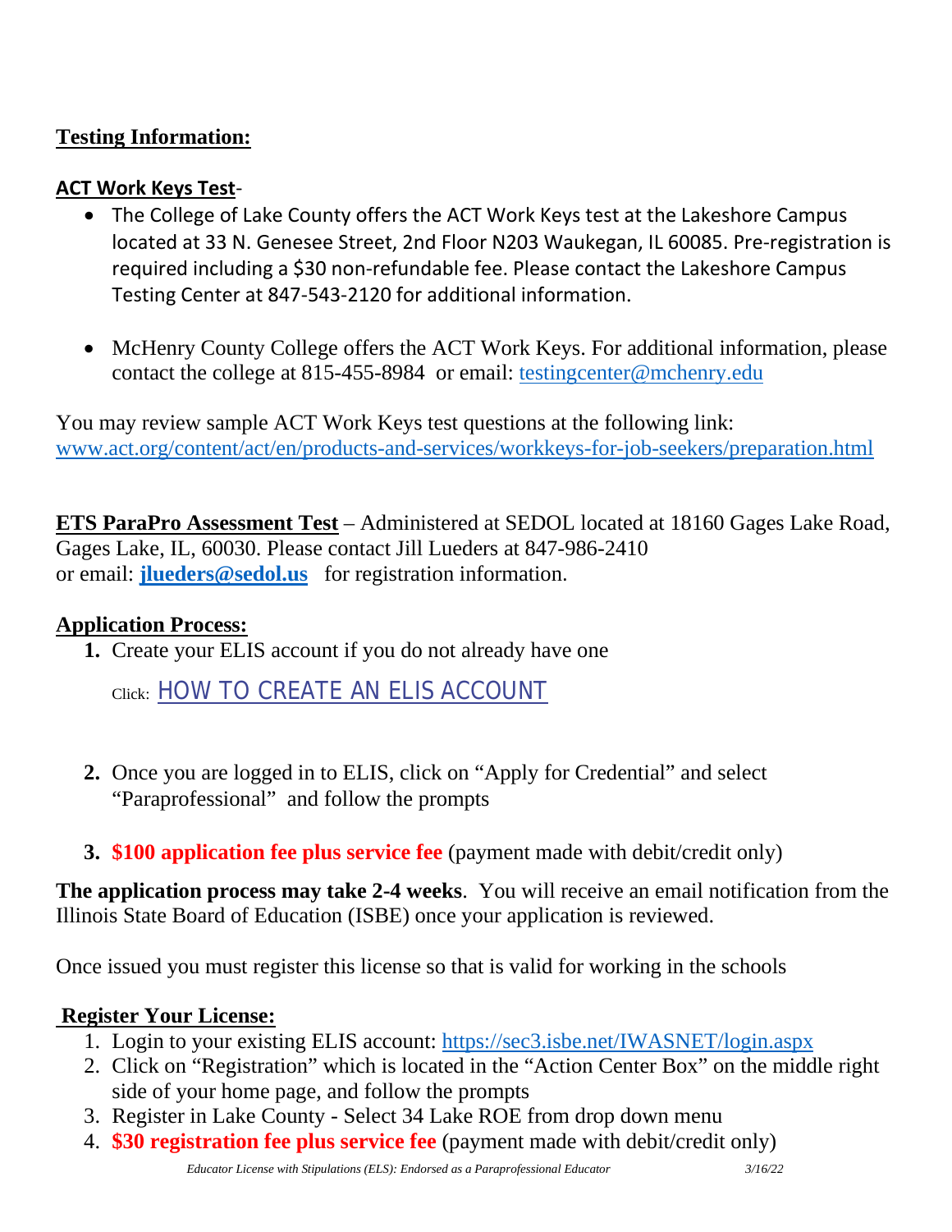## Testing Information:

### ACT Work Keys Test-

- The College of Lake County offers the ACT Work Keys test at the Lakeshore Campus located at 33 N. Genesee Street, 2nd Floor N203 Waukegan, IL 60085. Pre-registration is required including a $30 non-refundable fee. Please contact the Lakeshore Campus Testing Center at 847-543-2120 for additional information.

- McHenry County College offers the ACT Work Keys. For additional information, please contact the college at 815-455-8984 or email: testingcenter@mchenry.edu

You may review sample ACT Work Keys test questions at the following link: www.act.org/content/act/en/products-and-services/workkeys-for-job-seekers/preparation.html

**ETS ParaPro Assessment Test** – Administered at SEDOL located at 18160 Gages Lake Road, Gages Lake, IL, 60030. Please contact Jill Lueders at 847-986-2410 or email: **jlueders@sedol.us** for registration information.

## Application Process:

1. Create your ELIS account if you do not already have one

   Click: HOW TO CREATE AN ELIS ACCOUNT

2. Once you are logged in to ELIS, click on "Apply for Credential" and select "Paraprofessional" and follow the prompts

3. **$100 application fee plus service fee** (payment made with debit/credit only)

**The application process may take 2-4 weeks**. You will receive an email notification from the Illinois State Board of Education (ISBE) once your application is reviewed.

Once issued you must register this license so that is valid for working in the schools

## Register Your License:

1. Login to your existing ELIS account: https://sec3.isbe.net/IWASNET/login.aspx
2. Click on "Registration" which is located in the "Action Center Box" on the middle right side of your home page, and follow the prompts
3. Register in Lake County - Select 34 Lake ROE from drop down menu
4. **$30 registration fee plus service fee** (payment made with debit/credit only)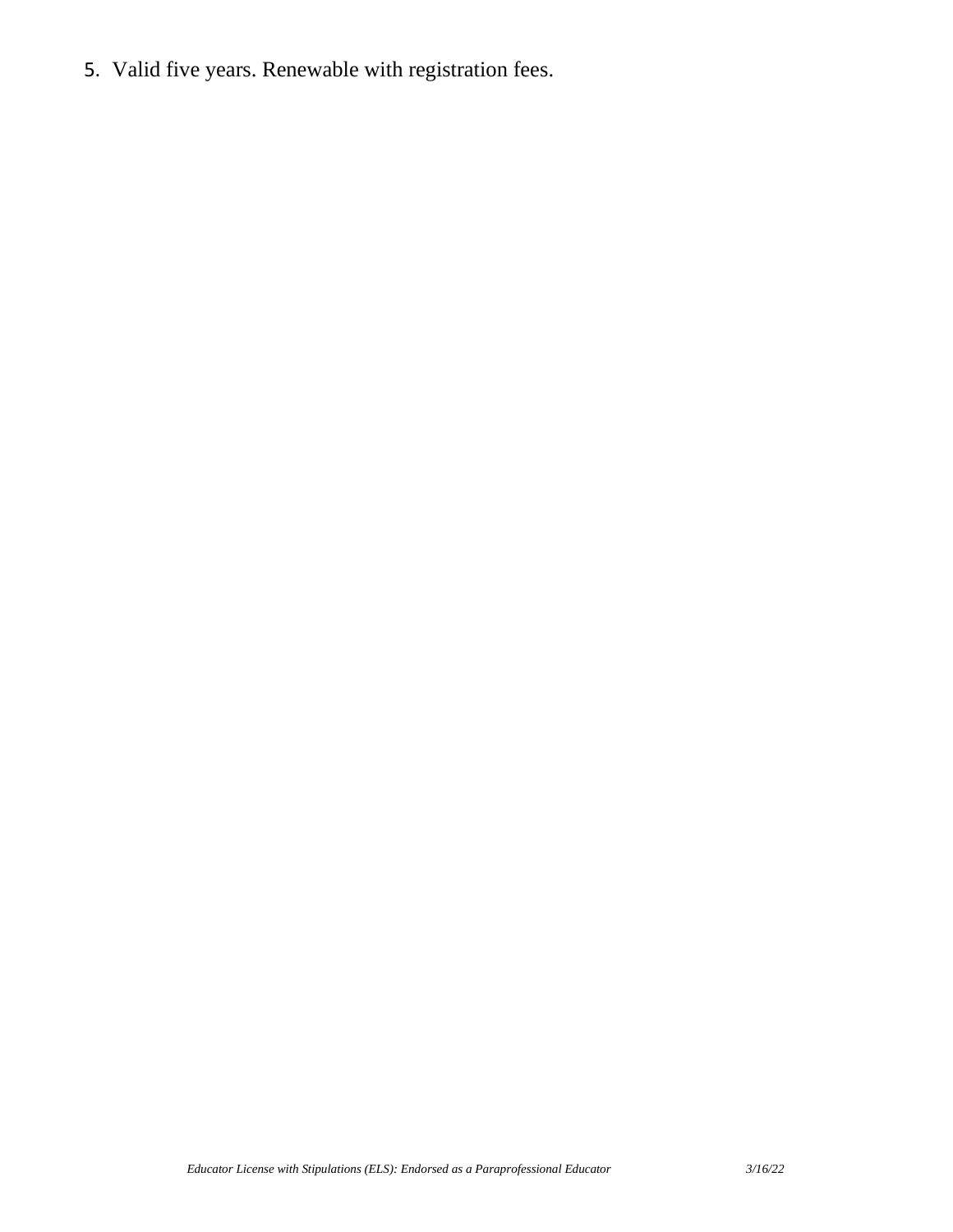5. Valid five years. Renewable with registration fees.